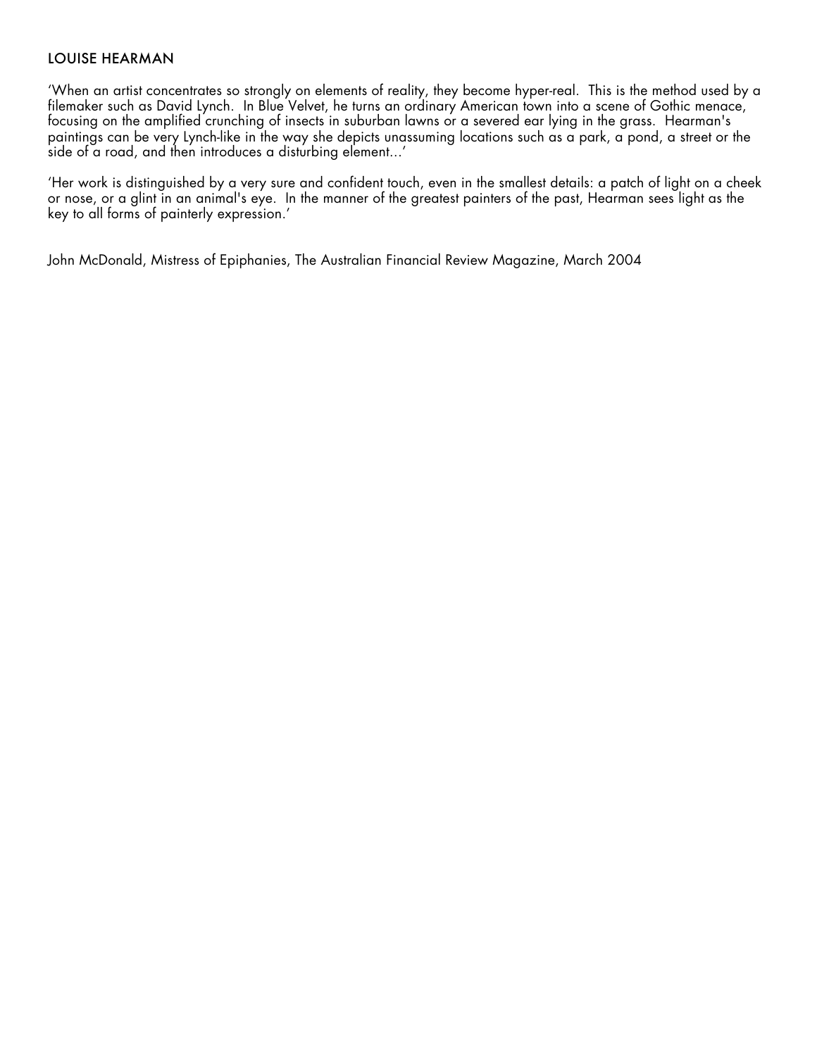# LOUISE HEARMAN

'When an artist concentrates so strongly on elements of reality, they become hyper-real. This is the method used by a filemaker such as David Lynch. In Blue Velvet, he turns an ordinary American town into a scene of Gothic menace, focusing on the amplified crunching of insects in suburban lawns or a severed ear lying in the grass. Hearman's paintings can be very Lynch-like in the way she depicts unassuming locations such as a park, a pond, a street or the side of a road, and then introduces a disturbing element...'

'Her work is distinguished by a very sure and confident touch, even in the smallest details: a patch of light on a cheek or nose, or a glint in an animal's eye. In the manner of the greatest painters of the past, Hearman sees light as the key to all forms of painterly expression.'

John McDonald, Mistress of Epiphanies, The Australian Financial Review Magazine, March 2004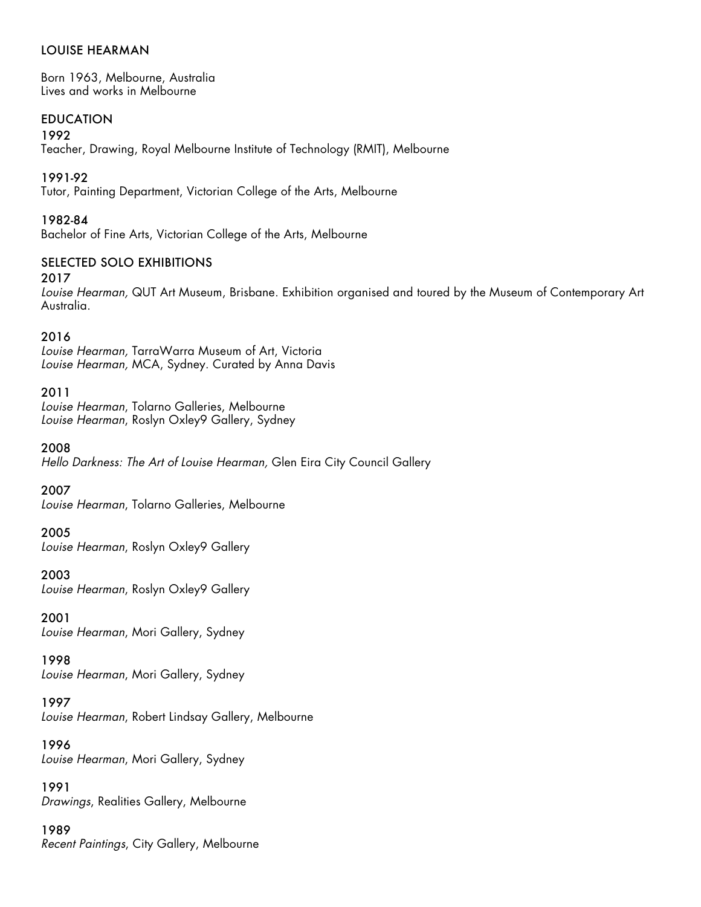# LOUISE HEARMAN

Born 1963, Melbourne, Australia
Lives and works in Melbourne

## EDUCATION

**1992**
Teacher, Drawing, Royal Melbourne Institute of Technology (RMIT), Melbourne

**1991-92**
Tutor, Painting Department, Victorian College of the Arts, Melbourne

**1982-84**
Bachelor of Fine Arts, Victorian College of the Arts, Melbourne

## SELECTED SOLO EXHIBITIONS

**2017**
*Louise Hearman,* QUT Art Museum, Brisbane. Exhibition organised and toured by the Museum of Contemporary Art Australia.

**2016**
*Louise Hearman,* TarraWarra Museum of Art, Victoria
*Louise Hearman,* MCA, Sydney. Curated by Anna Davis

**2011**
*Louise Hearman*, Tolarno Galleries, Melbourne
*Louise Hearman*, Roslyn Oxley9 Gallery, Sydney

**2008**
*Hello Darkness: The Art of Louise Hearman,* Glen Eira City Council Gallery

**2007**
*Louise Hearman*, Tolarno Galleries, Melbourne

**2005**
*Louise Hearman*, Roslyn Oxley9 Gallery

**2003**
*Louise Hearman*, Roslyn Oxley9 Gallery

**2001**
*Louise Hearman*, Mori Gallery, Sydney

**1998**
*Louise Hearman*, Mori Gallery, Sydney

**1997**
*Louise Hearman*, Robert Lindsay Gallery, Melbourne

**1996**
*Louise Hearman*, Mori Gallery, Sydney

**1991**
*Drawings*, Realities Gallery, Melbourne

**1989**
*Recent Paintings*, City Gallery, Melbourne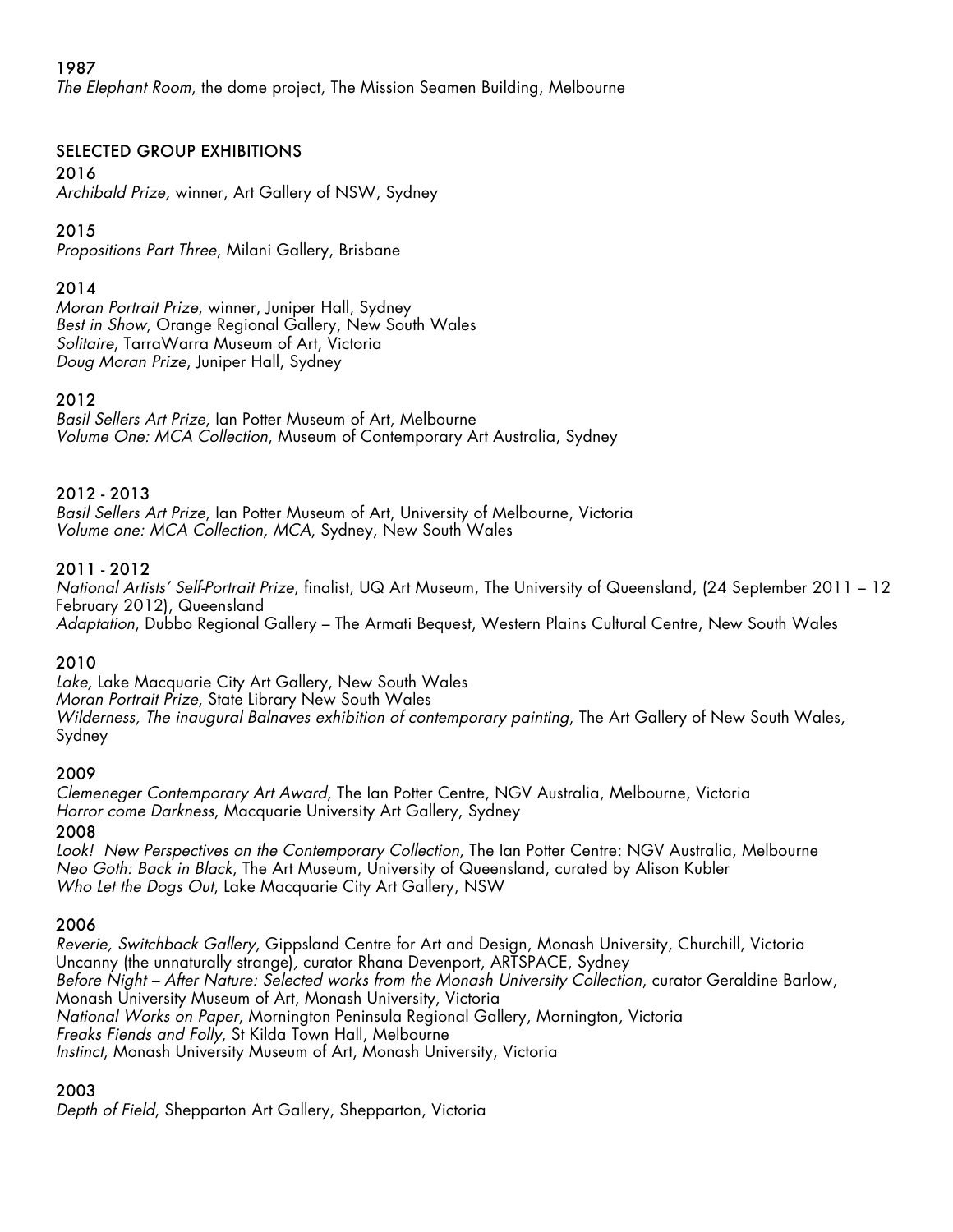1987

*The Elephant Room*, the dome project, The Mission Seamen Building, Melbourne

## SELECTED GROUP EXHIBITIONS

2016

*Archibald Prize,* winner, Art Gallery of NSW, Sydney

2015

*Propositions Part Three*, Milani Gallery, Brisbane

2014

*Moran Portrait Prize*, winner, Juniper Hall, Sydney
*Best in Show*, Orange Regional Gallery, New South Wales
*Solitaire*, TarraWarra Museum of Art, Victoria
*Doug Moran Prize*, Juniper Hall, Sydney

2012

*Basil Sellers Art Prize*, Ian Potter Museum of Art, Melbourne
*Volume One: MCA Collection*, Museum of Contemporary Art Australia, Sydney

2012 - 2013

*Basil Sellers Art Prize*, Ian Potter Museum of Art, University of Melbourne, Victoria
*Volume one: MCA Collection, MCA*, Sydney, New South Wales

2011 - 2012

*National Artists' Self-Portrait Prize*, finalist, UQ Art Museum, The University of Queensland, (24 September 2011 – 12 February 2012), Queensland
*Adaptation*, Dubbo Regional Gallery – The Armati Bequest, Western Plains Cultural Centre, New South Wales

2010

*Lake,* Lake Macquarie City Art Gallery, New South Wales
*Moran Portrait Prize*, State Library New South Wales
*Wilderness, The inaugural Balnaves exhibition of contemporary painting*, The Art Gallery of New South Wales, Sydney

2009

*Clemeneger Contemporary Art Award*, The Ian Potter Centre, NGV Australia, Melbourne, Victoria
*Horror come Darkness*, Macquarie University Art Gallery, Sydney

2008

*Look! New Perspectives on the Contemporary Collection*, The Ian Potter Centre: NGV Australia, Melbourne
*Neo Goth: Back in Black*, The Art Museum, University of Queensland, curated by Alison Kubler
*Who Let the Dogs Out*, Lake Macquarie City Art Gallery, NSW

2006

*Reverie, Switchback Gallery*, Gippsland Centre for Art and Design, Monash University, Churchill, Victoria
Uncanny (the unnaturally strange), curator Rhana Devenport, ARTSPACE, Sydney
*Before Night – After Nature: Selected works from the Monash University Collection*, curator Geraldine Barlow, Monash University Museum of Art, Monash University, Victoria
*National Works on Paper*, Mornington Peninsula Regional Gallery, Mornington, Victoria
*Freaks Fiends and Folly*, St Kilda Town Hall, Melbourne
*Instinct*, Monash University Museum of Art, Monash University, Victoria

2003

*Depth of Field*, Shepparton Art Gallery, Shepparton, Victoria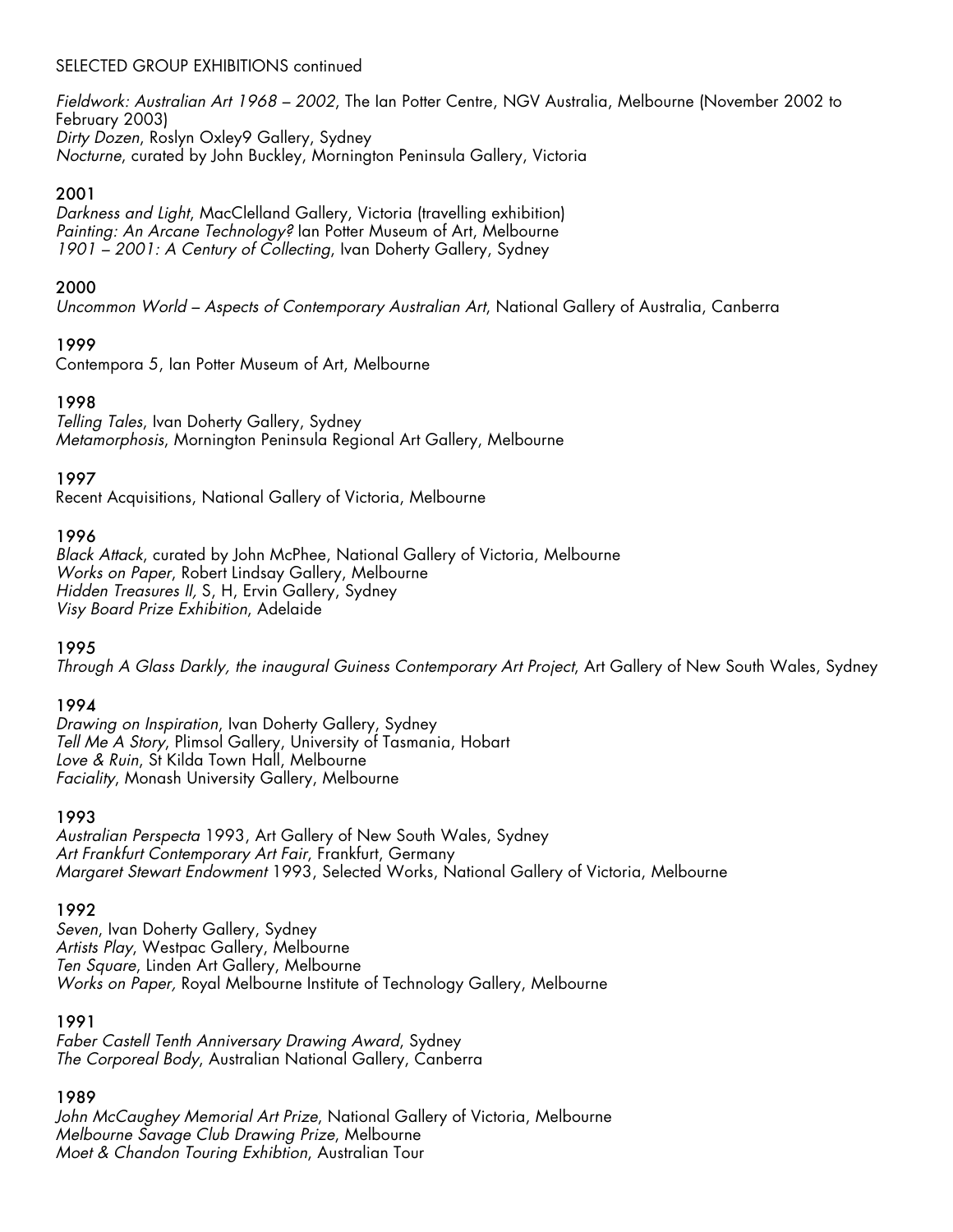SELECTED GROUP EXHIBITIONS continued

*Fieldwork: Australian Art 1968 – 2002*, The Ian Potter Centre, NGV Australia, Melbourne (November 2002 to February 2003)
*Dirty Dozen*, Roslyn Oxley9 Gallery, Sydney
*Nocturne*, curated by John Buckley, Mornington Peninsula Gallery, Victoria

### 2001

*Darkness and Light*, MacClelland Gallery, Victoria (travelling exhibition)
*Painting: An Arcane Technology?* Ian Potter Museum of Art, Melbourne
*1901 – 2001: A Century of Collecting*, Ivan Doherty Gallery, Sydney

### 2000

*Uncommon World – Aspects of Contemporary Australian Art*, National Gallery of Australia, Canberra

### 1999

Contempora 5, Ian Potter Museum of Art, Melbourne

### 1998

*Telling Tales*, Ivan Doherty Gallery, Sydney
*Metamorphosis*, Mornington Peninsula Regional Art Gallery, Melbourne

### 1997

Recent Acquisitions, National Gallery of Victoria, Melbourne

### 1996

*Black Attack*, curated by John McPhee, National Gallery of Victoria, Melbourne
*Works on Paper*, Robert Lindsay Gallery, Melbourne
*Hidden Treasures II*, S, H, Ervin Gallery, Sydney
*Visy Board Prize Exhibition*, Adelaide

### 1995

*Through A Glass Darkly, the inaugural Guiness Contemporary Art Project*, Art Gallery of New South Wales, Sydney

### 1994

*Drawing on Inspiration*, Ivan Doherty Gallery, Sydney
*Tell Me A Story*, Plimsol Gallery, University of Tasmania, Hobart
*Love & Ruin*, St Kilda Town Hall, Melbourne
*Faciality*, Monash University Gallery, Melbourne

### 1993

*Australian Perspecta* 1993, Art Gallery of New South Wales, Sydney
*Art Frankfurt Contemporary Art Fair*, Frankfurt, Germany
*Margaret Stewart Endowment* 1993, Selected Works, National Gallery of Victoria, Melbourne

### 1992

*Seven*, Ivan Doherty Gallery, Sydney
*Artists Play*, Westpac Gallery, Melbourne
*Ten Square*, Linden Art Gallery, Melbourne
*Works on Paper,* Royal Melbourne Institute of Technology Gallery, Melbourne

### 1991

*Faber Castell Tenth Anniversary Drawing Award*, Sydney
*The Corporeal Body*, Australian National Gallery, Canberra

### 1989

*John McCaughey Memorial Art Prize*, National Gallery of Victoria, Melbourne
*Melbourne Savage Club Drawing Prize*, Melbourne
*Moet & Chandon Touring Exhibtion*, Australian Tour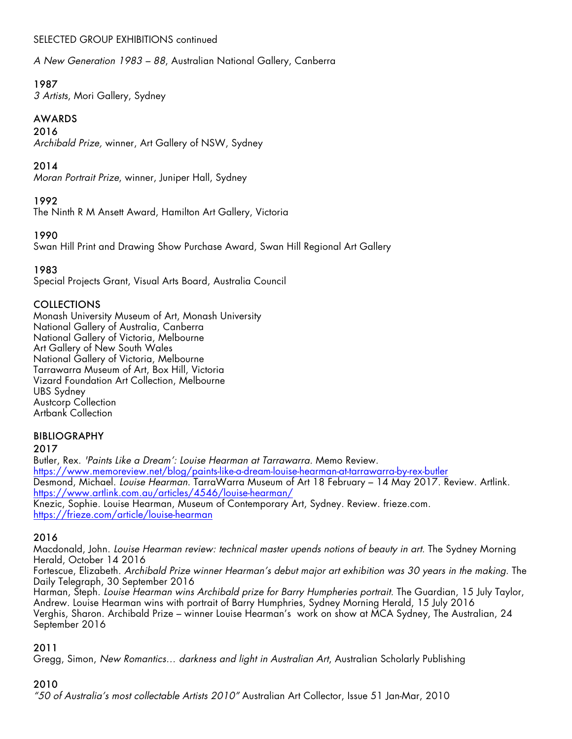SELECTED GROUP EXHIBITIONS continued

*A New Generation 1983 – 88*, Australian National Gallery, Canberra

1987
*3 Artists*, Mori Gallery, Sydney

## AWARDS

2016
*Archibald Prize,* winner, Art Gallery of NSW, Sydney

2014
*Moran Portrait Prize*, winner, Juniper Hall, Sydney

1992
The Ninth R M Ansett Award, Hamilton Art Gallery, Victoria

1990
Swan Hill Print and Drawing Show Purchase Award, Swan Hill Regional Art Gallery

1983
Special Projects Grant, Visual Arts Board, Australia Council

## COLLECTIONS

Monash University Museum of Art, Monash University
National Gallery of Australia, Canberra
National Gallery of Victoria, Melbourne
Art Gallery of New South Wales
National Gallery of Victoria, Melbourne
Tarrawarra Museum of Art, Box Hill, Victoria
Vizard Foundation Art Collection, Melbourne
UBS Sydney
Austcorp Collection
Artbank Collection

## BIBLIOGRAPHY

2017
Butler, Rex. *'Paints Like a Dream': Louise Hearman at Tarrawarra.* Memo Review.
https://www.memoreview.net/blog/paints-like-a-dream-louise-hearman-at-tarrawarra-by-rex-butler
Desmond, Michael. *Louise Hearman.* TarraWarra Museum of Art 18 February – 14 May 2017. Review. Artlink.
https://www.artlink.com.au/articles/4546/louise-hearman/
Knezic, Sophie. Louise Hearman, Museum of Contemporary Art, Sydney. Review. frieze.com.
https://frieze.com/article/louise-hearman

2016
Macdonald, John. *Louise Hearman review: technical master upends notions of beauty in art.* The Sydney Morning Herald, October 14 2016
Fortescue, Elizabeth. *Archibald Prize winner Hearman's debut major art exhibition was 30 years in the making.* The Daily Telegraph, 30 September 2016
Harman, Steph. *Louise Hearman wins Archibald prize for Barry Humpheries portrait.* The Guardian, 15 July Taylor, Andrew. Louise Hearman wins with portrait of Barry Humphries, Sydney Morning Herald, 15 July 2016
Verghis, Sharon. Archibald Prize – winner Louise Hearman's work on show at MCA Sydney, The Australian, 24 September 2016

2011
Gregg, Simon, *New Romantics… darkness and light in Australian Art*, Australian Scholarly Publishing

2010
*"50 of Australia's most collectable Artists 2010"* Australian Art Collector, Issue 51 Jan-Mar, 2010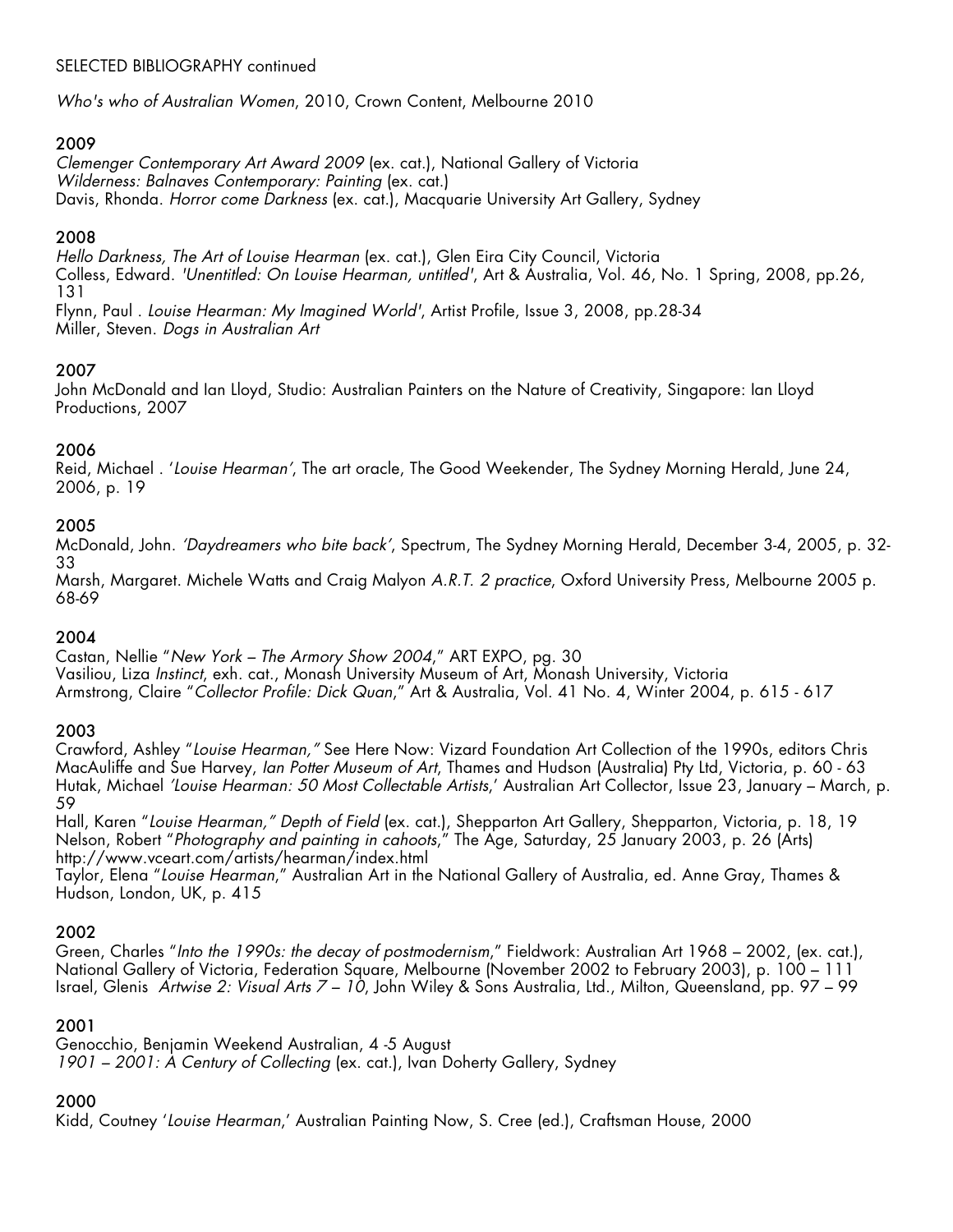SELECTED BIBLIOGRAPHY continued

*Who's who of Australian Women*, 2010, Crown Content, Melbourne 2010

## 2009

*Clemenger Contemporary Art Award 2009* (ex. cat.), National Gallery of Victoria
*Wilderness: Balnaves Contemporary: Painting* (ex. cat.)
Davis, Rhonda. *Horror come Darkness* (ex. cat.), Macquarie University Art Gallery, Sydney

## 2008

*Hello Darkness, The Art of Louise Hearman* (ex. cat.), Glen Eira City Council, Victoria
Colless, Edward. *'Unentitled: On Louise Hearman, untitled'*, Art & Australia, Vol. 46, No. 1 Spring, 2008, pp.26, 131
Flynn, Paul . *Louise Hearman: My Imagined World'*, Artist Profile, Issue 3, 2008, pp.28-34
Miller, Steven. *Dogs in Australian Art*

## 2007

John McDonald and Ian Lloyd, Studio: Australian Painters on the Nature of Creativity, Singapore: Ian Lloyd Productions, 2007

## 2006

Reid, Michael . '*Louise Hearman'*, The art oracle, The Good Weekender, The Sydney Morning Herald, June 24, 2006, p. 19

## 2005

McDonald, John. *'Daydreamers who bite back'*, Spectrum, The Sydney Morning Herald, December 3-4, 2005, p. 32-33
Marsh, Margaret. Michele Watts and Craig Malyon *A.R.T. 2 practice*, Oxford University Press, Melbourne 2005 p. 68-69

## 2004

Castan, Nellie "*New York – The Armory Show 2004*," ART EXPO, pg. 30
Vasiliou, Liza *Instinct*, exh. cat., Monash University Museum of Art, Monash University, Victoria
Armstrong, Claire "*Collector Profile: Dick Quan*," Art & Australia, Vol. 41 No. 4, Winter 2004, p. 615 - 617

## 2003

Crawford, Ashley "*Louise Hearman,"* See Here Now: Vizard Foundation Art Collection of the 1990s, editors Chris MacAuliffe and Sue Harvey, *Ian Potter Museum of Art*, Thames and Hudson (Australia) Pty Ltd, Victoria, p. 60 - 63
Hutak, Michael *'Louise Hearman: 50 Most Collectable Artists*,' Australian Art Collector, Issue 23, January – March, p. 59
Hall, Karen "*Louise Hearman," Depth of Field* (ex. cat.), Shepparton Art Gallery, Shepparton, Victoria, p. 18, 19
Nelson, Robert "*Photography and painting in cahoots*," The Age, Saturday, 25 January 2003, p. 26 (Arts)
http://www.vceart.com/artists/hearman/index.html
Taylor, Elena "*Louise Hearman*," Australian Art in the National Gallery of Australia, ed. Anne Gray, Thames & Hudson, London, UK, p. 415

## 2002

Green, Charles "*Into the 1990s: the decay of postmodernism*," Fieldwork: Australian Art 1968 – 2002, (ex. cat.), National Gallery of Victoria, Federation Square, Melbourne (November 2002 to February 2003), p. 100 – 111
Israel, Glenis *Artwise 2: Visual Arts 7 – 10*, John Wiley & Sons Australia, Ltd., Milton, Queensland, pp. 97 – 99

## 2001

Genocchio, Benjamin Weekend Australian, 4 -5 August
*1901 – 2001: A Century of Collecting* (ex. cat.), Ivan Doherty Gallery, Sydney

## 2000

Kidd, Coutney '*Louise Hearman*,' Australian Painting Now, S. Cree (ed.), Craftsman House, 2000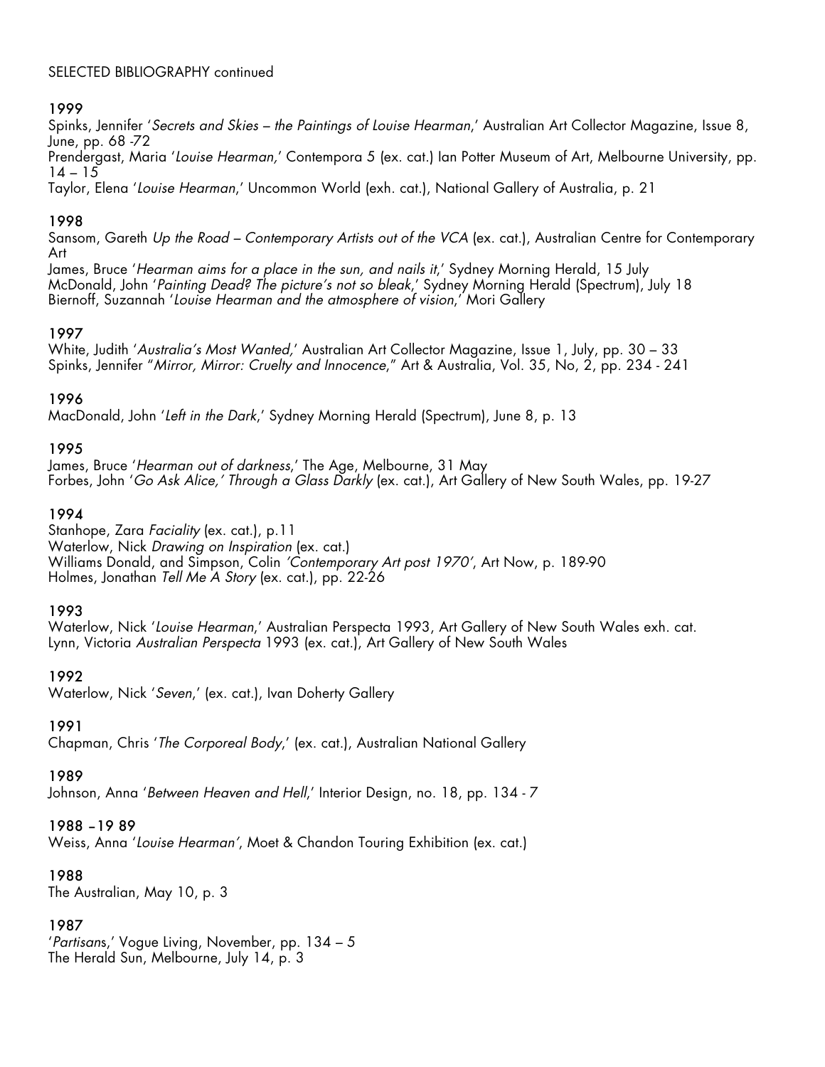SELECTED BIBLIOGRAPHY continued

## 1999

Spinks, Jennifer '*Secrets and Skies – the Paintings of Louise Hearman*,' Australian Art Collector Magazine, Issue 8, June, pp. 68 -72
Prendergast, Maria '*Louise Hearman,*' Contempora 5 (ex. cat.) Ian Potter Museum of Art, Melbourne University, pp. 14 – 15
Taylor, Elena '*Louise Hearman*,' Uncommon World (exh. cat.), National Gallery of Australia, p. 21

## 1998

Sansom, Gareth *Up the Road – Contemporary Artists out of the VCA* (ex. cat.), Australian Centre for Contemporary Art
James, Bruce '*Hearman aims for a place in the sun, and nails it*,' Sydney Morning Herald, 15 July
McDonald, John '*Painting Dead? The picture's not so bleak*,' Sydney Morning Herald (Spectrum), July 18
Biernoff, Suzannah '*Louise Hearman and the atmosphere of vision*,' Mori Gallery

## 1997

White, Judith '*Australia's Most Wanted,*' Australian Art Collector Magazine, Issue 1, July, pp. 30 – 33
Spinks, Jennifer "*Mirror, Mirror: Cruelty and Innocence*," Art & Australia, Vol. 35, No, 2, pp. 234 - 241

## 1996

MacDonald, John '*Left in the Dark*,' Sydney Morning Herald (Spectrum), June 8, p. 13

## 1995

James, Bruce '*Hearman out of darkness*,' The Age, Melbourne, 31 May
Forbes, John '*Go Ask Alice,' Through a Glass Darkly* (ex. cat.), Art Gallery of New South Wales, pp. 19-27

## 1994

Stanhope, Zara *Faciality* (ex. cat.), p.11
Waterlow, Nick *Drawing on Inspiration* (ex. cat.)
Williams Donald, and Simpson, Colin *'Contemporary Art post 1970'*, Art Now, p. 189-90
Holmes, Jonathan *Tell Me A Story* (ex. cat.), pp. 22-26

## 1993

Waterlow, Nick '*Louise Hearman*,' Australian Perspecta 1993, Art Gallery of New South Wales exh. cat.
Lynn, Victoria *Australian Perspecta* 1993 (ex. cat.), Art Gallery of New South Wales

## 1992

Waterlow, Nick '*Seven*,' (ex. cat.), Ivan Doherty Gallery

## 1991

Chapman, Chris '*The Corporeal Body*,' (ex. cat.), Australian National Gallery

## 1989

Johnson, Anna '*Between Heaven and Hell*,' Interior Design, no. 18, pp. 134 - 7

## 1988 –19 89

Weiss, Anna '*Louise Hearman'*, Moet & Chandon Touring Exhibition (ex. cat.)

## 1988

The Australian, May 10, p. 3

## 1987

'*Partisans*,' Vogue Living, November, pp. 134 – 5
The Herald Sun, Melbourne, July 14, p. 3